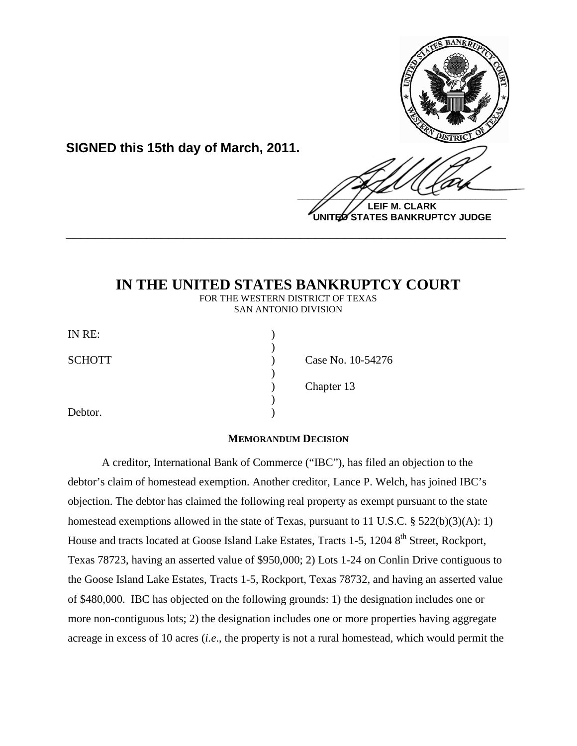**SIGNED this 15th day of March, 2011.**

**LEIF M. CLARK**
**UNITED STATES BANKRUPTCY JUDGE**

---

# IN THE UNITED STATES BANKRUPTCY COURT

FOR THE WESTERN DISTRICT OF TEXAS
SAN ANTONIO DIVISION

| | | |
|---|---|---|
| IN RE: | ) | |
| | ) | |
| SCHOTT | ) | Case No. 10-54276 |
| | ) | |
| | ) | Chapter 13 |
| | ) | |
| Debtor. | ) | |

**MEMORANDUM DECISION**

A creditor, International Bank of Commerce ("IBC"), has filed an objection to the debtor's claim of homestead exemption. Another creditor, Lance P. Welch, has joined IBC's objection. The debtor has claimed the following real property as exempt pursuant to the state homestead exemptions allowed in the state of Texas, pursuant to 11 U.S.C. § 522(b)(3)(A): 1) House and tracts located at Goose Island Lake Estates, Tracts 1-5, 1204 8th Street, Rockport, Texas 78723, having an asserted value of $950,000; 2) Lots 1-24 on Conlin Drive contiguous to the Goose Island Lake Estates, Tracts 1-5, Rockport, Texas 78732, and having an asserted value of $480,000. IBC has objected on the following grounds: 1) the designation includes one or more non-contiguous lots; 2) the designation includes one or more properties having aggregate acreage in excess of 10 acres (*i.e*., the property is not a rural homestead, which would permit the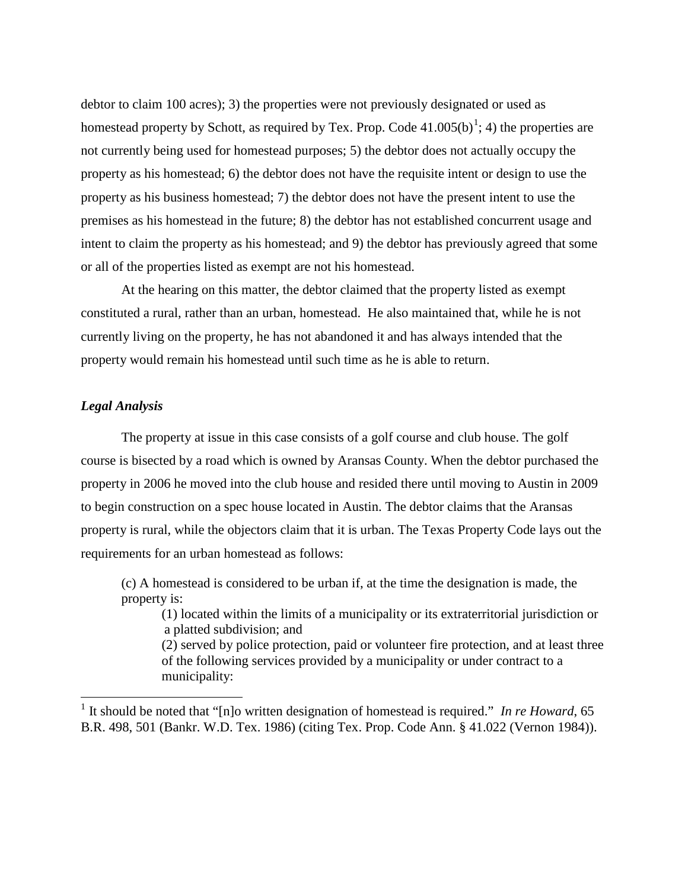debtor to claim 100 acres); 3) the properties were not previously designated or used as homestead property by Schott, as required by Tex. Prop. Code 41.005(b)[1]; 4) the properties are not currently being used for homestead purposes; 5) the debtor does not actually occupy the property as his homestead; 6) the debtor does not have the requisite intent or design to use the property as his business homestead; 7) the debtor does not have the present intent to use the premises as his homestead in the future; 8) the debtor has not established concurrent usage and intent to claim the property as his homestead; and 9) the debtor has previously agreed that some or all of the properties listed as exempt are not his homestead.

At the hearing on this matter, the debtor claimed that the property listed as exempt constituted a rural, rather than an urban, homestead. He also maintained that, while he is not currently living on the property, he has not abandoned it and has always intended that the property would remain his homestead until such time as he is able to return.

### *Legal Analysis*

The property at issue in this case consists of a golf course and club house. The golf course is bisected by a road which is owned by Aransas County. When the debtor purchased the property in 2006 he moved into the club house and resided there until moving to Austin in 2009 to begin construction on a spec house located in Austin. The debtor claims that the Aransas property is rural, while the objectors claim that it is urban. The Texas Property Code lays out the requirements for an urban homestead as follows:

> (c) A homestead is considered to be urban if, at the time the designation is made, the property is:
>
> (1) located within the limits of a municipality or its extraterritorial jurisdiction or a platted subdivision; and
>
> (2) served by police protection, paid or volunteer fire protection, and at least three of the following services provided by a municipality or under contract to a municipality:

[1] It should be noted that "[n]o written designation of homestead is required." *In re Howard*, 65 B.R. 498, 501 (Bankr. W.D. Tex. 1986) (citing Tex. Prop. Code Ann. § 41.022 (Vernon 1984)).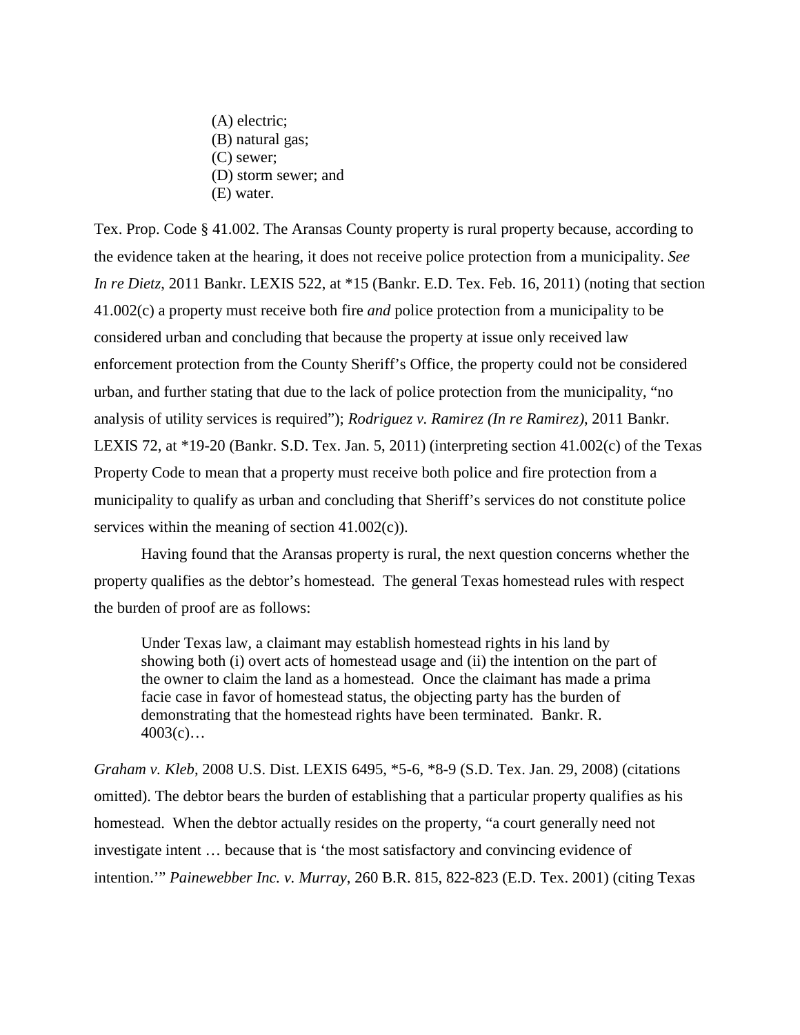(A) electric;
(B) natural gas;
(C) sewer;
(D) storm sewer; and
(E) water.

Tex. Prop. Code § 41.002. The Aransas County property is rural property because, according to the evidence taken at the hearing, it does not receive police protection from a municipality. *See In re Dietz*, 2011 Bankr. LEXIS 522, at *15 (Bankr. E.D. Tex. Feb. 16, 2011) (noting that section 41.002(c) a property must receive both fire *and* police protection from a municipality to be considered urban and concluding that because the property at issue only received law enforcement protection from the County Sheriff's Office, the property could not be considered urban, and further stating that due to the lack of police protection from the municipality, "no analysis of utility services is required"); *Rodriguez v. Ramirez (In re Ramirez)*, 2011 Bankr. LEXIS 72, at *19-20 (Bankr. S.D. Tex. Jan. 5, 2011) (interpreting section 41.002(c) of the Texas Property Code to mean that a property must receive both police and fire protection from a municipality to qualify as urban and concluding that Sheriff's services do not constitute police services within the meaning of section 41.002(c)).

Having found that the Aransas property is rural, the next question concerns whether the property qualifies as the debtor's homestead. The general Texas homestead rules with respect the burden of proof are as follows:

> Under Texas law, a claimant may establish homestead rights in his land by showing both (i) overt acts of homestead usage and (ii) the intention on the part of the owner to claim the land as a homestead. Once the claimant has made a prima facie case in favor of homestead status, the objecting party has the burden of demonstrating that the homestead rights have been terminated. Bankr. R. 4003(c)…

*Graham v. Kleb*, 2008 U.S. Dist. LEXIS 6495, *5-6, *8-9 (S.D. Tex. Jan. 29, 2008) (citations omitted). The debtor bears the burden of establishing that a particular property qualifies as his homestead. When the debtor actually resides on the property, "a court generally need not investigate intent … because that is 'the most satisfactory and convincing evidence of intention.'" *Painewebber Inc. v. Murray*, 260 B.R. 815, 822-823 (E.D. Tex. 2001) (citing Texas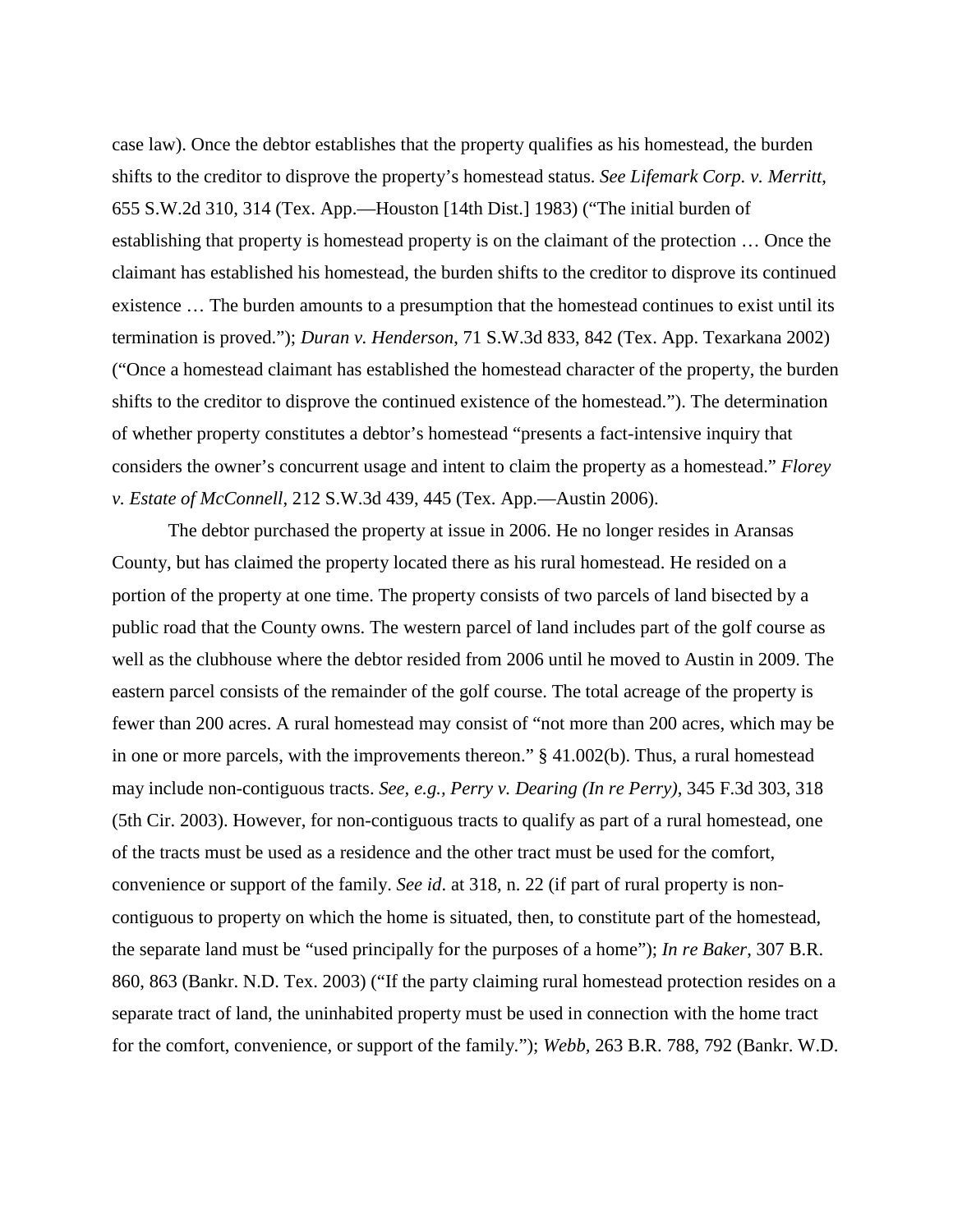case law). Once the debtor establishes that the property qualifies as his homestead, the burden shifts to the creditor to disprove the property's homestead status. *See Lifemark Corp. v. Merritt*, 655 S.W.2d 310, 314 (Tex. App.—Houston [14th Dist.] 1983) ("The initial burden of establishing that property is homestead property is on the claimant of the protection … Once the claimant has established his homestead, the burden shifts to the creditor to disprove its continued existence … The burden amounts to a presumption that the homestead continues to exist until its termination is proved."); *Duran v. Henderson*, 71 S.W.3d 833, 842 (Tex. App. Texarkana 2002) ("Once a homestead claimant has established the homestead character of the property, the burden shifts to the creditor to disprove the continued existence of the homestead."). The determination of whether property constitutes a debtor's homestead "presents a fact-intensive inquiry that considers the owner's concurrent usage and intent to claim the property as a homestead." *Florey v. Estate of McConnell*, 212 S.W.3d 439, 445 (Tex. App.—Austin 2006).

The debtor purchased the property at issue in 2006. He no longer resides in Aransas County, but has claimed the property located there as his rural homestead. He resided on a portion of the property at one time. The property consists of two parcels of land bisected by a public road that the County owns. The western parcel of land includes part of the golf course as well as the clubhouse where the debtor resided from 2006 until he moved to Austin in 2009. The eastern parcel consists of the remainder of the golf course. The total acreage of the property is fewer than 200 acres. A rural homestead may consist of "not more than 200 acres, which may be in one or more parcels, with the improvements thereon." § 41.002(b). Thus, a rural homestead may include non-contiguous tracts. *See, e.g., Perry v. Dearing (In re Perry)*, 345 F.3d 303, 318 (5th Cir. 2003). However, for non-contiguous tracts to qualify as part of a rural homestead, one of the tracts must be used as a residence and the other tract must be used for the comfort, convenience or support of the family. *See id*. at 318, n. 22 (if part of rural property is non-contiguous to property on which the home is situated, then, to constitute part of the homestead, the separate land must be "used principally for the purposes of a home"); *In re Baker*, 307 B.R. 860, 863 (Bankr. N.D. Tex. 2003) ("If the party claiming rural homestead protection resides on a separate tract of land, the uninhabited property must be used in connection with the home tract for the comfort, convenience, or support of the family."); *Webb*, 263 B.R. 788, 792 (Bankr. W.D.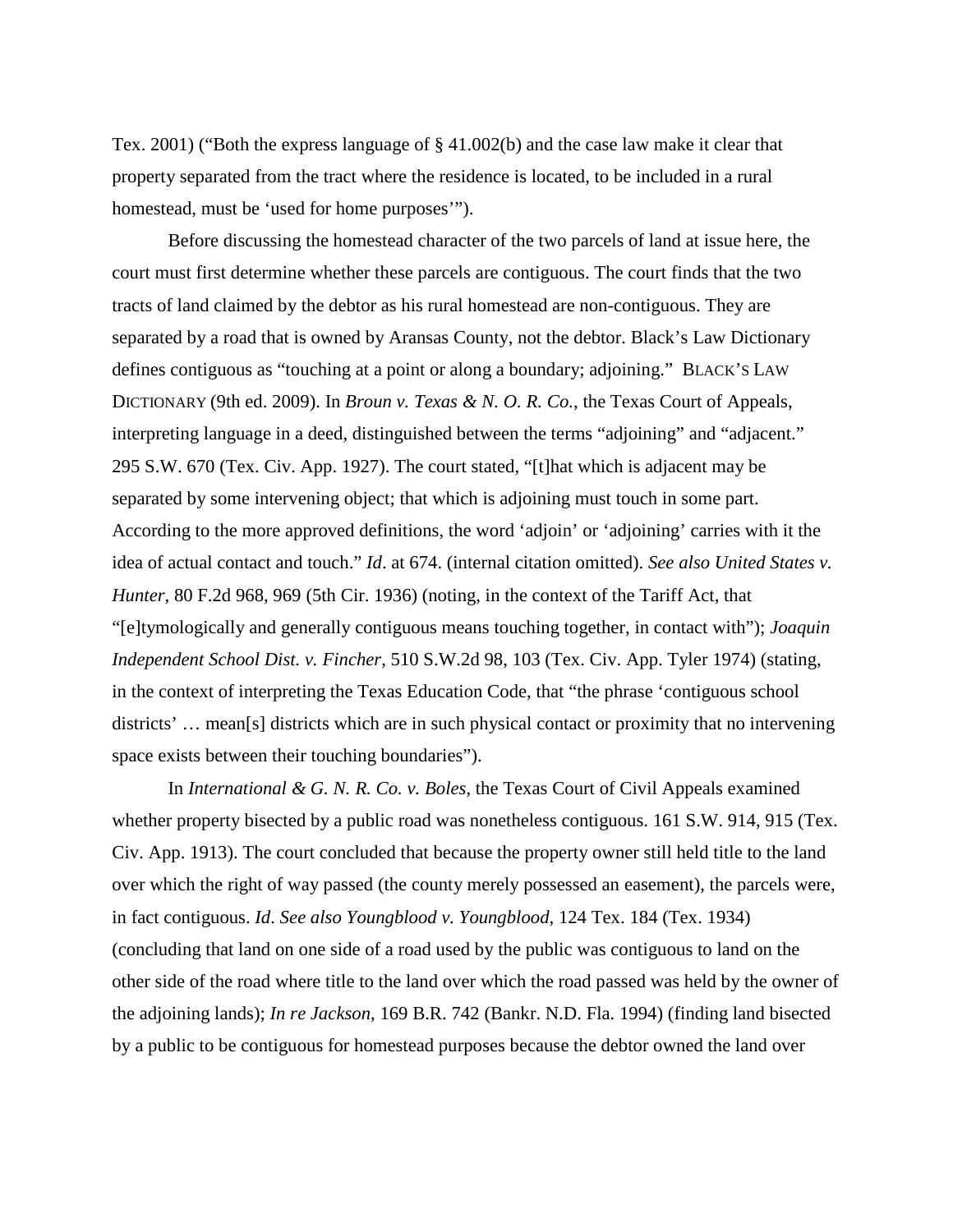Tex. 2001) ("Both the express language of § 41.002(b) and the case law make it clear that property separated from the tract where the residence is located, to be included in a rural homestead, must be 'used for home purposes'").

Before discussing the homestead character of the two parcels of land at issue here, the court must first determine whether these parcels are contiguous. The court finds that the two tracts of land claimed by the debtor as his rural homestead are non-contiguous. They are separated by a road that is owned by Aransas County, not the debtor. Black's Law Dictionary defines contiguous as "touching at a point or along a boundary; adjoining." BLACK'S LAW DICTIONARY (9th ed. 2009). In *Broun v. Texas & N. O. R. Co.*, the Texas Court of Appeals, interpreting language in a deed, distinguished between the terms "adjoining" and "adjacent." 295 S.W. 670 (Tex. Civ. App. 1927). The court stated, "[t]hat which is adjacent may be separated by some intervening object; that which is adjoining must touch in some part. According to the more approved definitions, the word 'adjoin' or 'adjoining' carries with it the idea of actual contact and touch." *Id*. at 674. (internal citation omitted). *See also United States v. Hunter*, 80 F.2d 968, 969 (5th Cir. 1936) (noting, in the context of the Tariff Act, that "[e]tymologically and generally contiguous means touching together, in contact with"); *Joaquin Independent School Dist. v. Fincher*, 510 S.W.2d 98, 103 (Tex. Civ. App. Tyler 1974) (stating, in the context of interpreting the Texas Education Code, that "the phrase 'contiguous school districts' … mean[s] districts which are in such physical contact or proximity that no intervening space exists between their touching boundaries").

In *International & G. N. R. Co. v. Boles*, the Texas Court of Civil Appeals examined whether property bisected by a public road was nonetheless contiguous. 161 S.W. 914, 915 (Tex. Civ. App. 1913). The court concluded that because the property owner still held title to the land over which the right of way passed (the county merely possessed an easement), the parcels were, in fact contiguous. *Id*. *See also Youngblood v. Youngblood*, 124 Tex. 184 (Tex. 1934) (concluding that land on one side of a road used by the public was contiguous to land on the other side of the road where title to the land over which the road passed was held by the owner of the adjoining lands); *In re Jackson*, 169 B.R. 742 (Bankr. N.D. Fla. 1994) (finding land bisected by a public to be contiguous for homestead purposes because the debtor owned the land over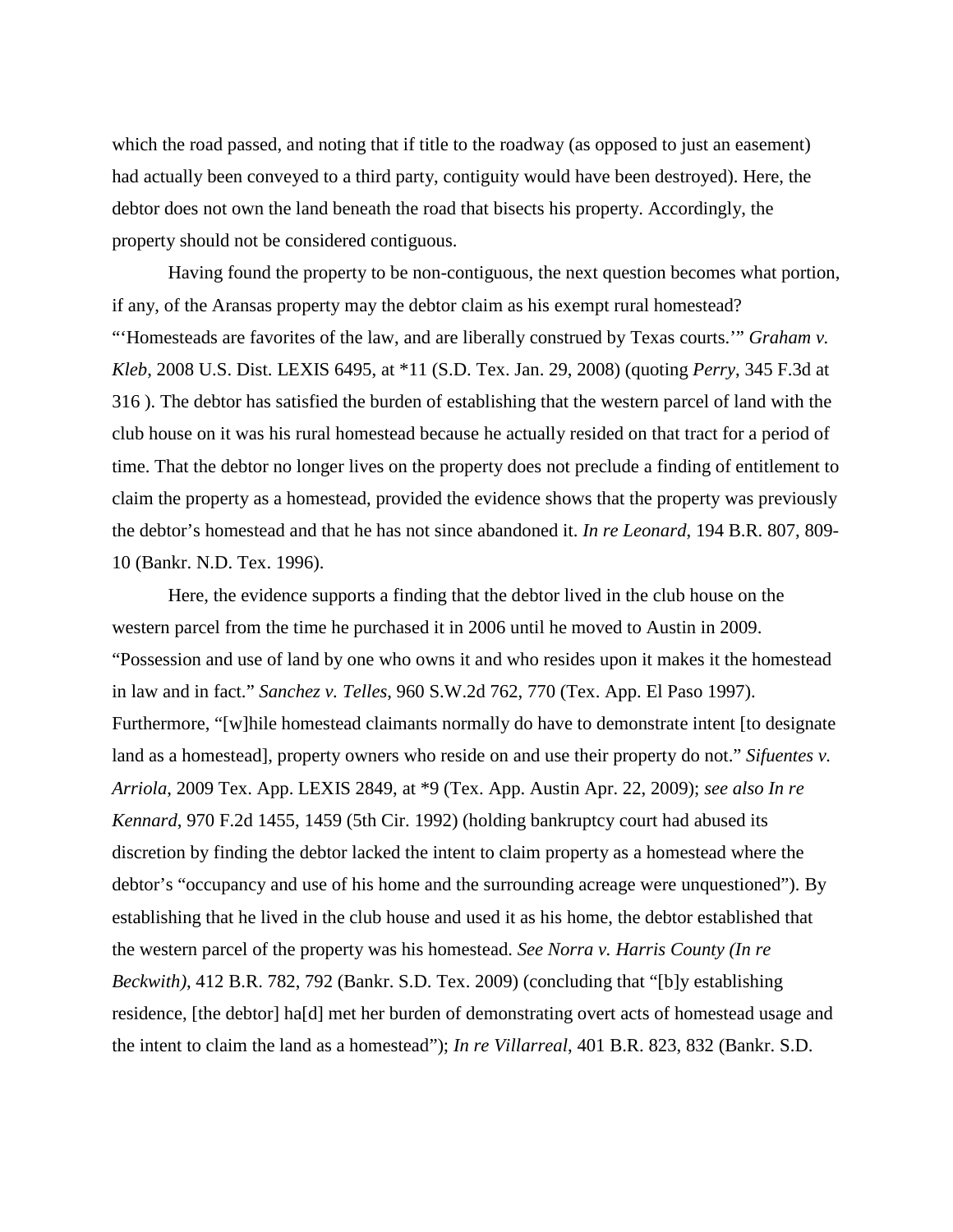which the road passed, and noting that if title to the roadway (as opposed to just an easement) had actually been conveyed to a third party, contiguity would have been destroyed). Here, the debtor does not own the land beneath the road that bisects his property. Accordingly, the property should not be considered contiguous.

Having found the property to be non-contiguous, the next question becomes what portion, if any, of the Aransas property may the debtor claim as his exempt rural homestead? "'Homesteads are favorites of the law, and are liberally construed by Texas courts.'" *Graham v. Kleb*, 2008 U.S. Dist. LEXIS 6495, at *11 (S.D. Tex. Jan. 29, 2008) (quoting *Perry*, 345 F.3d at 316 ). The debtor has satisfied the burden of establishing that the western parcel of land with the club house on it was his rural homestead because he actually resided on that tract for a period of time. That the debtor no longer lives on the property does not preclude a finding of entitlement to claim the property as a homestead, provided the evidence shows that the property was previously the debtor's homestead and that he has not since abandoned it. *In re Leonard*, 194 B.R. 807, 809-10 (Bankr. N.D. Tex. 1996).

Here, the evidence supports a finding that the debtor lived in the club house on the western parcel from the time he purchased it in 2006 until he moved to Austin in 2009. "Possession and use of land by one who owns it and who resides upon it makes it the homestead in law and in fact." *Sanchez v. Telles*, 960 S.W.2d 762, 770 (Tex. App. El Paso 1997). Furthermore, "[w]hile homestead claimants normally do have to demonstrate intent [to designate land as a homestead], property owners who reside on and use their property do not." *Sifuentes v. Arriola*, 2009 Tex. App. LEXIS 2849, at *9 (Tex. App. Austin Apr. 22, 2009); *see also In re Kennard*, 970 F.2d 1455, 1459 (5th Cir. 1992) (holding bankruptcy court had abused its discretion by finding the debtor lacked the intent to claim property as a homestead where the debtor's "occupancy and use of his home and the surrounding acreage were unquestioned"). By establishing that he lived in the club house and used it as his home, the debtor established that the western parcel of the property was his homestead. *See Norra v. Harris County (In re Beckwith)*, 412 B.R. 782, 792 (Bankr. S.D. Tex. 2009) (concluding that "[b]y establishing residence, [the debtor] ha[d] met her burden of demonstrating overt acts of homestead usage and the intent to claim the land as a homestead"); *In re Villarreal*, 401 B.R. 823, 832 (Bankr. S.D.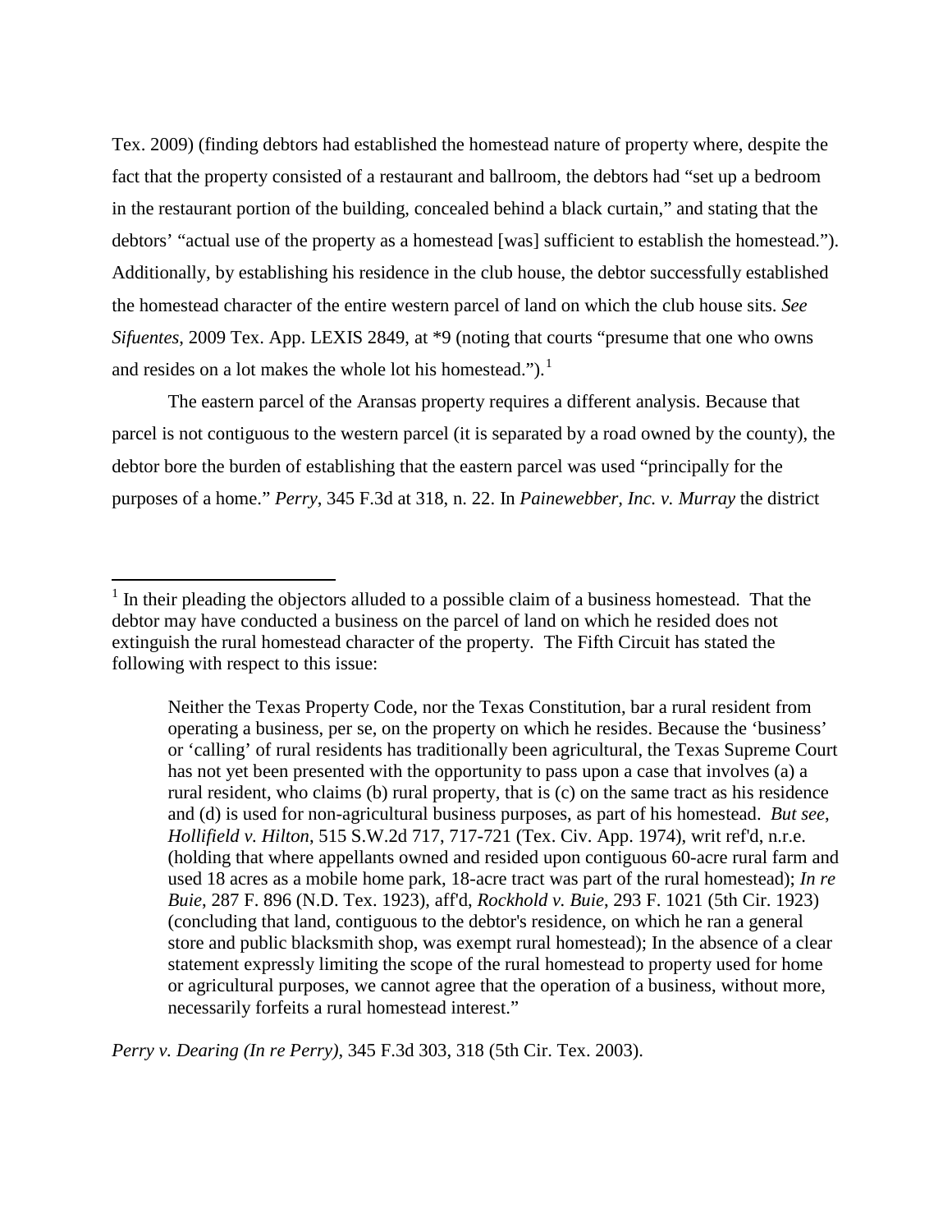Tex. 2009) (finding debtors had established the homestead nature of property where, despite the fact that the property consisted of a restaurant and ballroom, the debtors had "set up a bedroom in the restaurant portion of the building, concealed behind a black curtain," and stating that the debtors' "actual use of the property as a homestead [was] sufficient to establish the homestead."). Additionally, by establishing his residence in the club house, the debtor successfully established the homestead character of the entire western parcel of land on which the club house sits. *See Sifuentes*, 2009 Tex. App. LEXIS 2849, at *9 (noting that courts "presume that one who owns and resides on a lot makes the whole lot his homestead.").[1]

The eastern parcel of the Aransas property requires a different analysis. Because that parcel is not contiguous to the western parcel (it is separated by a road owned by the county), the debtor bore the burden of establishing that the eastern parcel was used "principally for the purposes of a home." *Perry*, 345 F.3d at 318, n. 22. In *Painewebber, Inc. v. Murray* the district

---

[1] In their pleading the objectors alluded to a possible claim of a business homestead. That the debtor may have conducted a business on the parcel of land on which he resided does not extinguish the rural homestead character of the property. The Fifth Circuit has stated the following with respect to this issue:

> Neither the Texas Property Code, nor the Texas Constitution, bar a rural resident from operating a business, per se, on the property on which he resides. Because the 'business' or 'calling' of rural residents has traditionally been agricultural, the Texas Supreme Court has not yet been presented with the opportunity to pass upon a case that involves (a) a rural resident, who claims (b) rural property, that is (c) on the same tract as his residence and (d) is used for non-agricultural business purposes, as part of his homestead. *But see, Hollifield v. Hilton*, 515 S.W.2d 717, 717-721 (Tex. Civ. App. 1974), writ ref'd, n.r.e. (holding that where appellants owned and resided upon contiguous 60-acre rural farm and used 18 acres as a mobile home park, 18-acre tract was part of the rural homestead); *In re Buie*, 287 F. 896 (N.D. Tex. 1923), aff'd, *Rockhold v. Buie*, 293 F. 1021 (5th Cir. 1923) (concluding that land, contiguous to the debtor's residence, on which he ran a general store and public blacksmith shop, was exempt rural homestead); In the absence of a clear statement expressly limiting the scope of the rural homestead to property used for home or agricultural purposes, we cannot agree that the operation of a business, without more, necessarily forfeits a rural homestead interest."

*Perry v. Dearing (In re Perry)*, 345 F.3d 303, 318 (5th Cir. Tex. 2003).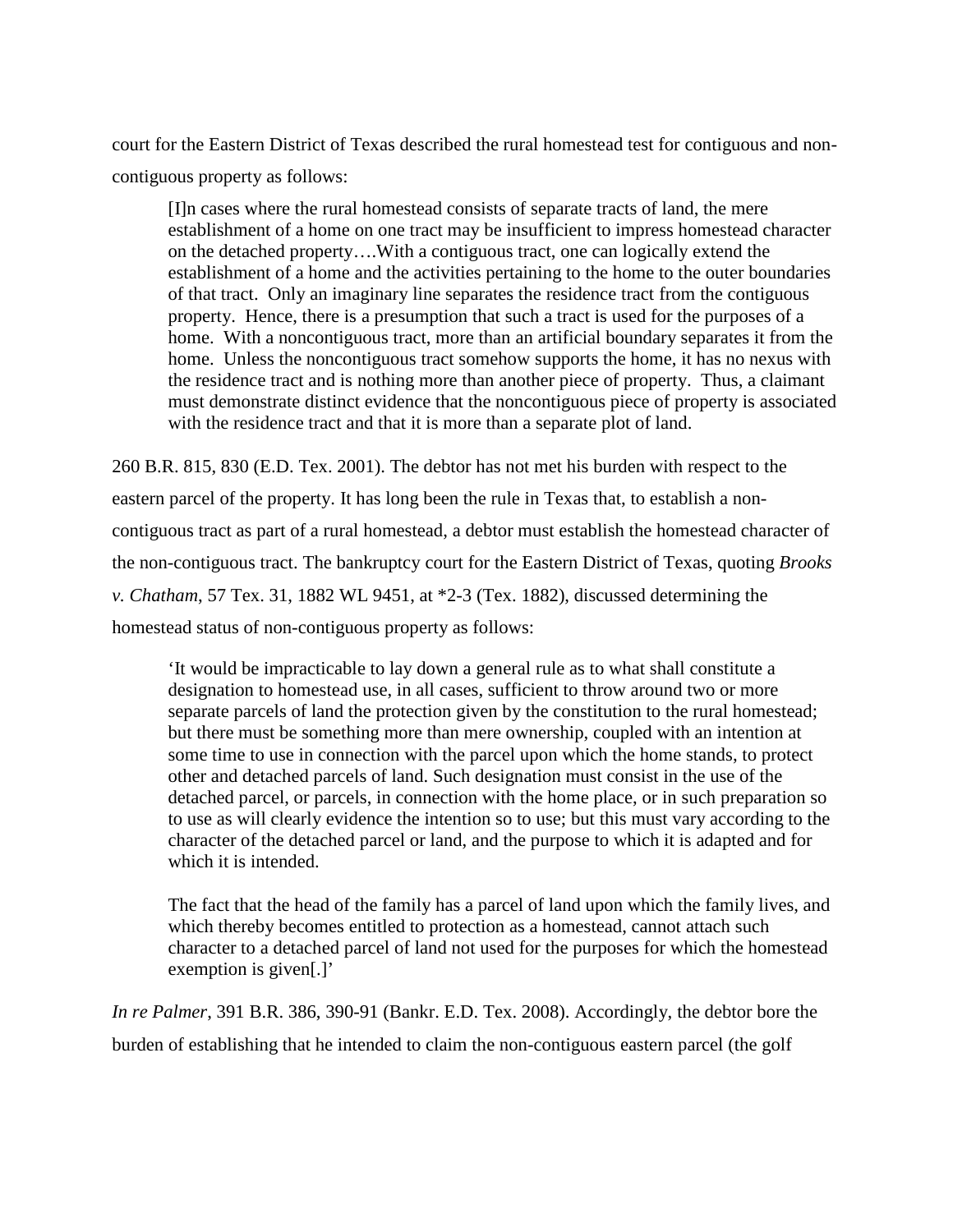court for the Eastern District of Texas described the rural homestead test for contiguous and non-contiguous property as follows:

> [I]n cases where the rural homestead consists of separate tracts of land, the mere establishment of a home on one tract may be insufficient to impress homestead character on the detached property….With a contiguous tract, one can logically extend the establishment of a home and the activities pertaining to the home to the outer boundaries of that tract. Only an imaginary line separates the residence tract from the contiguous property. Hence, there is a presumption that such a tract is used for the purposes of a home. With a noncontiguous tract, more than an artificial boundary separates it from the home. Unless the noncontiguous tract somehow supports the home, it has no nexus with the residence tract and is nothing more than another piece of property. Thus, a claimant must demonstrate distinct evidence that the noncontiguous piece of property is associated with the residence tract and that it is more than a separate plot of land.

260 B.R. 815, 830 (E.D. Tex. 2001). The debtor has not met his burden with respect to the eastern parcel of the property. It has long been the rule in Texas that, to establish a non-contiguous tract as part of a rural homestead, a debtor must establish the homestead character of the non-contiguous tract. The bankruptcy court for the Eastern District of Texas, quoting *Brooks v. Chatham*, 57 Tex. 31, 1882 WL 9451, at *2-3 (Tex. 1882), discussed determining the homestead status of non-contiguous property as follows:

> 'It would be impracticable to lay down a general rule as to what shall constitute a designation to homestead use, in all cases, sufficient to throw around two or more separate parcels of land the protection given by the constitution to the rural homestead; but there must be something more than mere ownership, coupled with an intention at some time to use in connection with the parcel upon which the home stands, to protect other and detached parcels of land. Such designation must consist in the use of the detached parcel, or parcels, in connection with the home place, or in such preparation so to use as will clearly evidence the intention so to use; but this must vary according to the character of the detached parcel or land, and the purpose to which it is adapted and for which it is intended.
>
> The fact that the head of the family has a parcel of land upon which the family lives, and which thereby becomes entitled to protection as a homestead, cannot attach such character to a detached parcel of land not used for the purposes for which the homestead exemption is given[.]'

*In re Palmer*, 391 B.R. 386, 390-91 (Bankr. E.D. Tex. 2008). Accordingly, the debtor bore the burden of establishing that he intended to claim the non-contiguous eastern parcel (the golf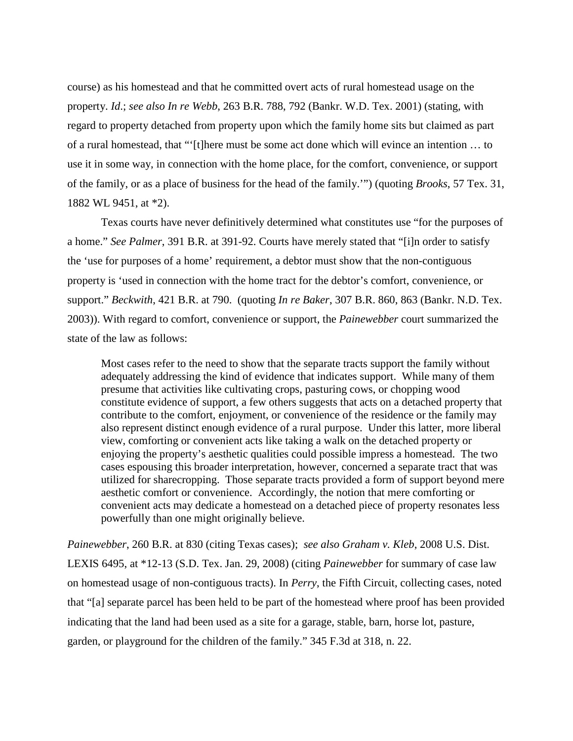course) as his homestead and that he committed overt acts of rural homestead usage on the property. *Id*.; *see also In re Webb*, 263 B.R. 788, 792 (Bankr. W.D. Tex. 2001) (stating, with regard to property detached from property upon which the family home sits but claimed as part of a rural homestead, that "'[t]here must be some act done which will evince an intention … to use it in some way, in connection with the home place, for the comfort, convenience, or support of the family, or as a place of business for the head of the family.'") (quoting *Brooks*, 57 Tex. 31, 1882 WL 9451, at *2).

Texas courts have never definitively determined what constitutes use "for the purposes of a home." *See Palmer*, 391 B.R. at 391-92. Courts have merely stated that "[i]n order to satisfy the 'use for purposes of a home' requirement, a debtor must show that the non-contiguous property is 'used in connection with the home tract for the debtor's comfort, convenience, or support." *Beckwith*, 421 B.R. at 790. (quoting *In re Baker*, 307 B.R. 860, 863 (Bankr. N.D. Tex. 2003)). With regard to comfort, convenience or support, the *Painewebber* court summarized the state of the law as follows:

> Most cases refer to the need to show that the separate tracts support the family without adequately addressing the kind of evidence that indicates support. While many of them presume that activities like cultivating crops, pasturing cows, or chopping wood constitute evidence of support, a few others suggests that acts on a detached property that contribute to the comfort, enjoyment, or convenience of the residence or the family may also represent distinct enough evidence of a rural purpose. Under this latter, more liberal view, comforting or convenient acts like taking a walk on the detached property or enjoying the property's aesthetic qualities could possible impress a homestead. The two cases espousing this broader interpretation, however, concerned a separate tract that was utilized for sharecropping. Those separate tracts provided a form of support beyond mere aesthetic comfort or convenience. Accordingly, the notion that mere comforting or convenient acts may dedicate a homestead on a detached piece of property resonates less powerfully than one might originally believe.

*Painewebber*, 260 B.R. at 830 (citing Texas cases); *see also Graham v. Kleb*, 2008 U.S. Dist. LEXIS 6495, at *12-13 (S.D. Tex. Jan. 29, 2008) (citing *Painewebber* for summary of case law on homestead usage of non-contiguous tracts). In *Perry*, the Fifth Circuit, collecting cases, noted that "[a] separate parcel has been held to be part of the homestead where proof has been provided indicating that the land had been used as a site for a garage, stable, barn, horse lot, pasture, garden, or playground for the children of the family." 345 F.3d at 318, n. 22.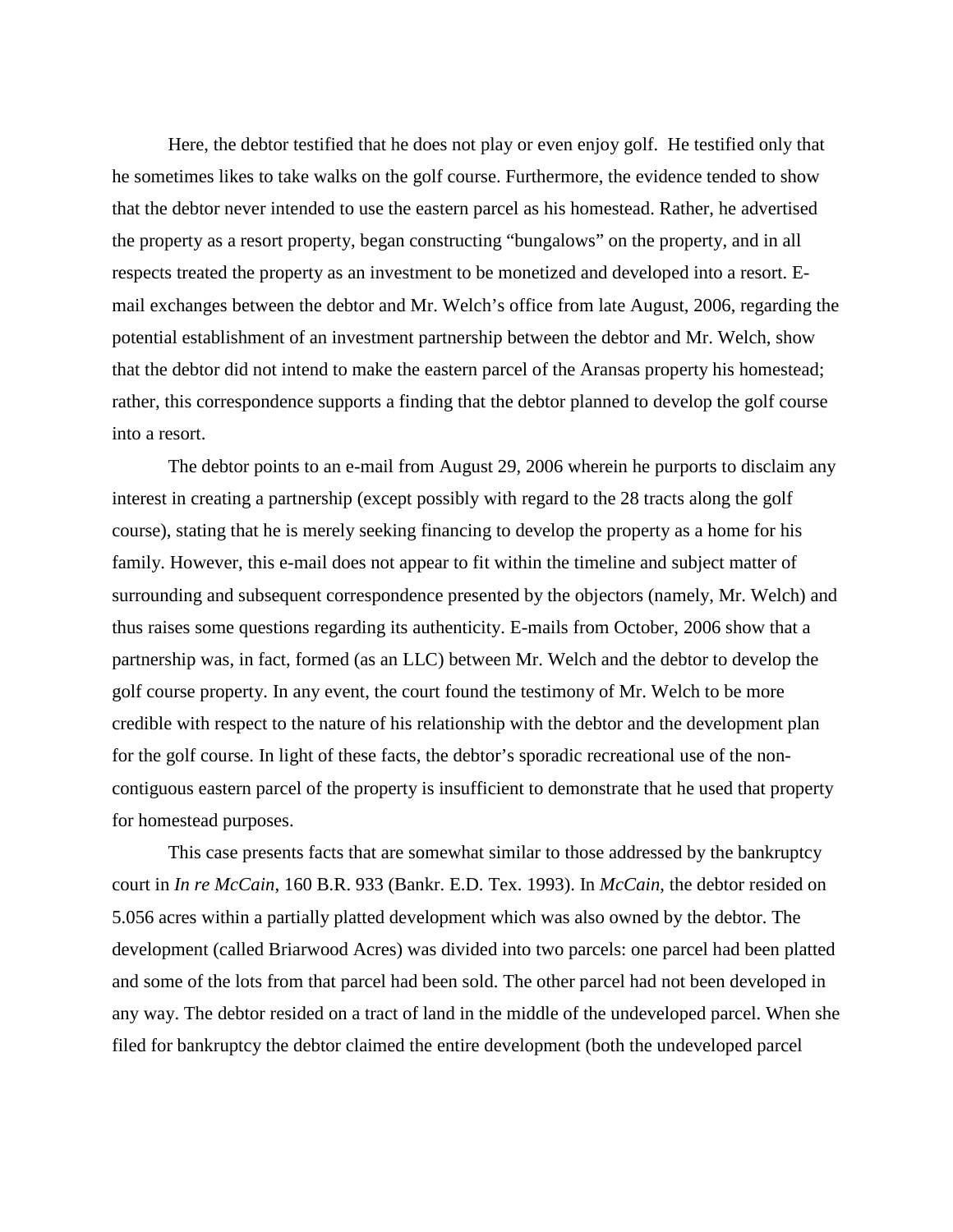Here, the debtor testified that he does not play or even enjoy golf. He testified only that he sometimes likes to take walks on the golf course. Furthermore, the evidence tended to show that the debtor never intended to use the eastern parcel as his homestead. Rather, he advertised the property as a resort property, began constructing "bungalows" on the property, and in all respects treated the property as an investment to be monetized and developed into a resort. E-mail exchanges between the debtor and Mr. Welch's office from late August, 2006, regarding the potential establishment of an investment partnership between the debtor and Mr. Welch, show that the debtor did not intend to make the eastern parcel of the Aransas property his homestead; rather, this correspondence supports a finding that the debtor planned to develop the golf course into a resort.

The debtor points to an e-mail from August 29, 2006 wherein he purports to disclaim any interest in creating a partnership (except possibly with regard to the 28 tracts along the golf course), stating that he is merely seeking financing to develop the property as a home for his family. However, this e-mail does not appear to fit within the timeline and subject matter of surrounding and subsequent correspondence presented by the objectors (namely, Mr. Welch) and thus raises some questions regarding its authenticity. E-mails from October, 2006 show that a partnership was, in fact, formed (as an LLC) between Mr. Welch and the debtor to develop the golf course property. In any event, the court found the testimony of Mr. Welch to be more credible with respect to the nature of his relationship with the debtor and the development plan for the golf course. In light of these facts, the debtor's sporadic recreational use of the non-contiguous eastern parcel of the property is insufficient to demonstrate that he used that property for homestead purposes.

This case presents facts that are somewhat similar to those addressed by the bankruptcy court in *In re McCain*, 160 B.R. 933 (Bankr. E.D. Tex. 1993). In *McCain*, the debtor resided on 5.056 acres within a partially platted development which was also owned by the debtor. The development (called Briarwood Acres) was divided into two parcels: one parcel had been platted and some of the lots from that parcel had been sold. The other parcel had not been developed in any way. The debtor resided on a tract of land in the middle of the undeveloped parcel. When she filed for bankruptcy the debtor claimed the entire development (both the undeveloped parcel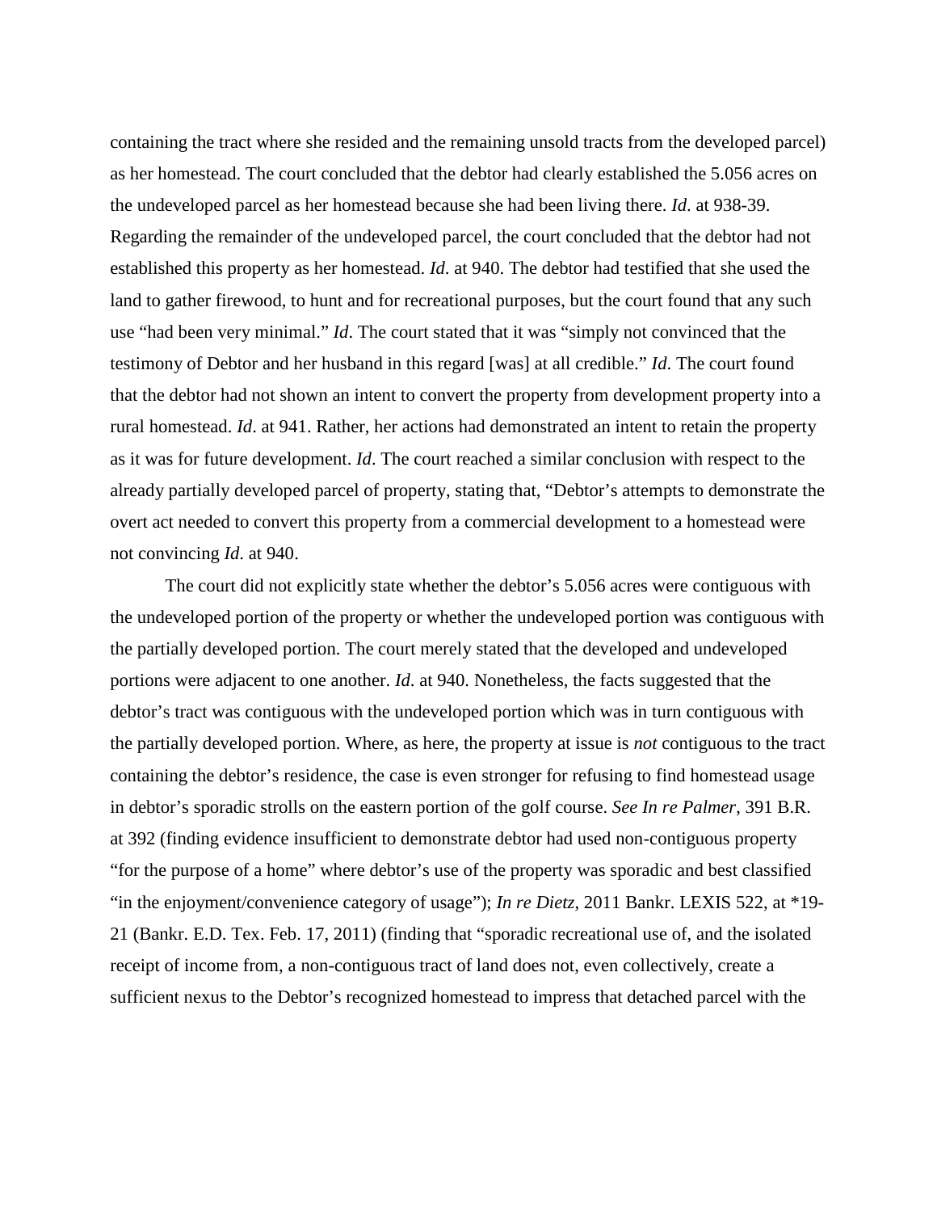containing the tract where she resided and the remaining unsold tracts from the developed parcel) as her homestead. The court concluded that the debtor had clearly established the 5.056 acres on the undeveloped parcel as her homestead because she had been living there. *Id*. at 938-39. Regarding the remainder of the undeveloped parcel, the court concluded that the debtor had not established this property as her homestead. *Id*. at 940. The debtor had testified that she used the land to gather firewood, to hunt and for recreational purposes, but the court found that any such use "had been very minimal." *Id*. The court stated that it was "simply not convinced that the testimony of Debtor and her husband in this regard [was] at all credible." *Id*. The court found that the debtor had not shown an intent to convert the property from development property into a rural homestead. *Id*. at 941. Rather, her actions had demonstrated an intent to retain the property as it was for future development. *Id*. The court reached a similar conclusion with respect to the already partially developed parcel of property, stating that, "Debtor's attempts to demonstrate the overt act needed to convert this property from a commercial development to a homestead were not convincing *Id*. at 940.

The court did not explicitly state whether the debtor's 5.056 acres were contiguous with the undeveloped portion of the property or whether the undeveloped portion was contiguous with the partially developed portion. The court merely stated that the developed and undeveloped portions were adjacent to one another. *Id*. at 940. Nonetheless, the facts suggested that the debtor's tract was contiguous with the undeveloped portion which was in turn contiguous with the partially developed portion. Where, as here, the property at issue is *not* contiguous to the tract containing the debtor's residence, the case is even stronger for refusing to find homestead usage in debtor's sporadic strolls on the eastern portion of the golf course. *See In re Palmer*, 391 B.R. at 392 (finding evidence insufficient to demonstrate debtor had used non-contiguous property "for the purpose of a home" where debtor's use of the property was sporadic and best classified "in the enjoyment/convenience category of usage"); *In re Dietz*, 2011 Bankr. LEXIS 522, at *19-21 (Bankr. E.D. Tex. Feb. 17, 2011) (finding that "sporadic recreational use of, and the isolated receipt of income from, a non-contiguous tract of land does not, even collectively, create a sufficient nexus to the Debtor's recognized homestead to impress that detached parcel with the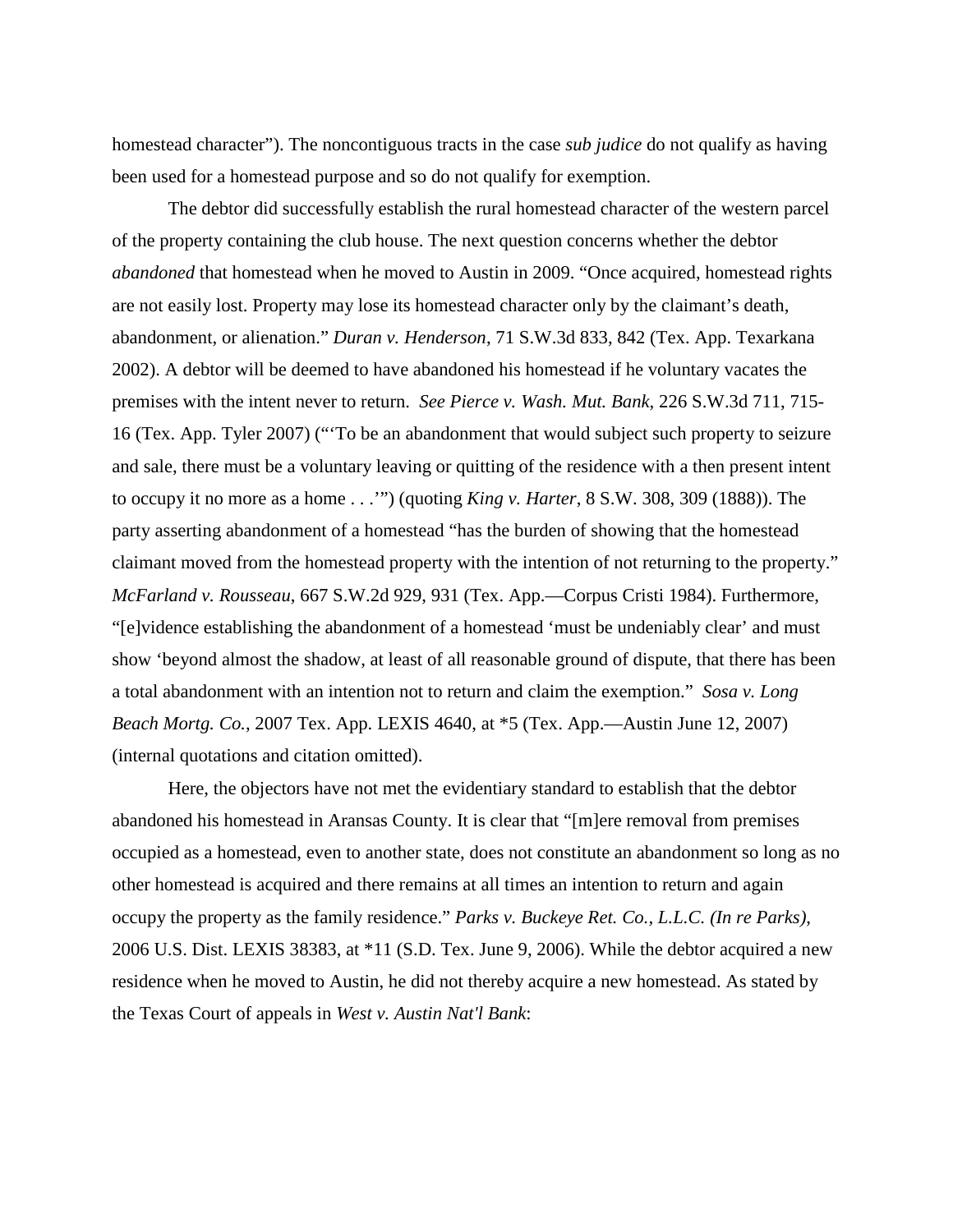homestead character"). The noncontiguous tracts in the case *sub judice* do not qualify as having been used for a homestead purpose and so do not qualify for exemption.

The debtor did successfully establish the rural homestead character of the western parcel of the property containing the club house. The next question concerns whether the debtor *abandoned* that homestead when he moved to Austin in 2009. "Once acquired, homestead rights are not easily lost. Property may lose its homestead character only by the claimant's death, abandonment, or alienation." *Duran v. Henderson*, 71 S.W.3d 833, 842 (Tex. App. Texarkana 2002). A debtor will be deemed to have abandoned his homestead if he voluntary vacates the premises with the intent never to return. *See Pierce v. Wash. Mut. Bank*, 226 S.W.3d 711, 715-16 (Tex. App. Tyler 2007) ("'To be an abandonment that would subject such property to seizure and sale, there must be a voluntary leaving or quitting of the residence with a then present intent to occupy it no more as a home . . .'") (quoting *King v. Harter*, 8 S.W. 308, 309 (1888)). The party asserting abandonment of a homestead "has the burden of showing that the homestead claimant moved from the homestead property with the intention of not returning to the property." *McFarland v. Rousseau*, 667 S.W.2d 929, 931 (Tex. App.—Corpus Cristi 1984). Furthermore, "[e]vidence establishing the abandonment of a homestead 'must be undeniably clear' and must show 'beyond almost the shadow, at least of all reasonable ground of dispute, that there has been a total abandonment with an intention not to return and claim the exemption." *Sosa v. Long Beach Mortg. Co.*, 2007 Tex. App. LEXIS 4640, at *5 (Tex. App.—Austin June 12, 2007) (internal quotations and citation omitted).

Here, the objectors have not met the evidentiary standard to establish that the debtor abandoned his homestead in Aransas County. It is clear that "[m]ere removal from premises occupied as a homestead, even to another state, does not constitute an abandonment so long as no other homestead is acquired and there remains at all times an intention to return and again occupy the property as the family residence." *Parks v. Buckeye Ret. Co., L.L.C. (In re Parks)*, 2006 U.S. Dist. LEXIS 38383, at *11 (S.D. Tex. June 9, 2006). While the debtor acquired a new residence when he moved to Austin, he did not thereby acquire a new homestead. As stated by the Texas Court of appeals in *West v. Austin Nat'l Bank*: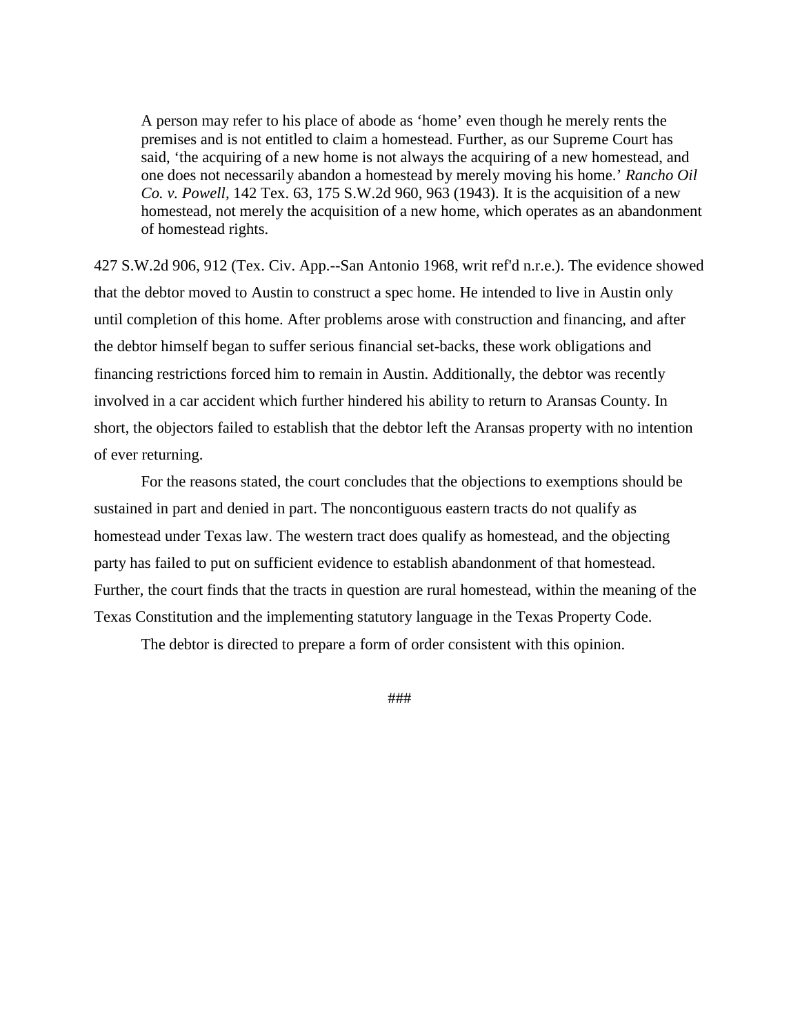> A person may refer to his place of abode as 'home' even though he merely rents the premises and is not entitled to claim a homestead. Further, as our Supreme Court has said, 'the acquiring of a new home is not always the acquiring of a new homestead, and one does not necessarily abandon a homestead by merely moving his home.' *Rancho Oil Co. v. Powell*, 142 Tex. 63, 175 S.W.2d 960, 963 (1943). It is the acquisition of a new homestead, not merely the acquisition of a new home, which operates as an abandonment of homestead rights.

427 S.W.2d 906, 912 (Tex. Civ. App.--San Antonio 1968, writ ref'd n.r.e.). The evidence showed that the debtor moved to Austin to construct a spec home. He intended to live in Austin only until completion of this home. After problems arose with construction and financing, and after the debtor himself began to suffer serious financial set-backs, these work obligations and financing restrictions forced him to remain in Austin. Additionally, the debtor was recently involved in a car accident which further hindered his ability to return to Aransas County. In short, the objectors failed to establish that the debtor left the Aransas property with no intention of ever returning.

For the reasons stated, the court concludes that the objections to exemptions should be sustained in part and denied in part. The noncontiguous eastern tracts do not qualify as homestead under Texas law. The western tract does qualify as homestead, and the objecting party has failed to put on sufficient evidence to establish abandonment of that homestead. Further, the court finds that the tracts in question are rural homestead, within the meaning of the Texas Constitution and the implementing statutory language in the Texas Property Code.

The debtor is directed to prepare a form of order consistent with this opinion.

###